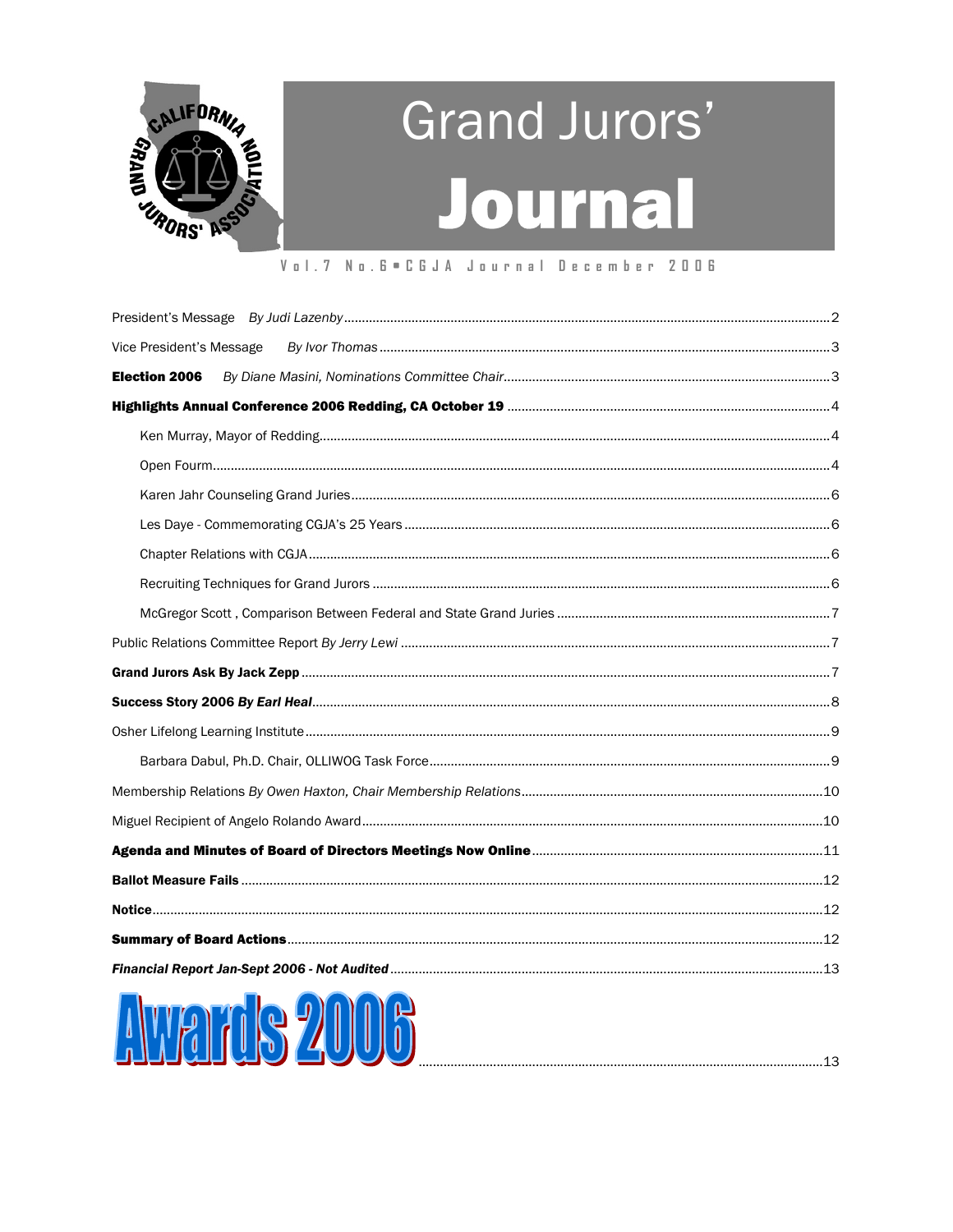# Grand Jurors' Journal

Vol.7 No.6 ▪ CGJA Journal December 2006

President's Message *By Judi Lazenby* ........ 2

Vice President's Message *By Ivor Thomas* ........ 3

**Election 2006** *By Diane Masini, Nominations Committee Chair* ........ 3

**Highlights Annual Conference 2006 Redding, CA October 19** ........ 4

- Ken Murray, Mayor of Redding ........ 4
- Open Fourm ........ 4
- Karen Jahr Counseling Grand Juries ........ 6
- Les Daye - Commemorating CGJA's 25 Years ........ 6
- Chapter Relations with CGJA ........ 6
- Recruiting Techniques for Grand Jurors ........ 6
- McGregor Scott , Comparison Between Federal and State Grand Juries ........ 7

Public Relations Committee Report *By Jerry Lewi* ........ 7

**Grand Jurors Ask By Jack Zepp** ........ 7

**Success Story 2006** ***By Earl Heal*** ........ 8

Osher Lifelong Learning Institute ........ 9

- Barbara Dabul, Ph.D. Chair, OLLIWOG Task Force ........ 9

Membership Relations *By Owen Haxton, Chair Membership Relations* ........ 10

Miguel Recipient of Angelo Rolando Award ........ 10

**Agenda and Minutes of Board of Directors Meetings Now Online** ........ 11

**Ballot Measure Fails** ........ 12

**Notice** ........ 12

**Summary of Board Actions** ........ 12

***Financial Report Jan-Sept 2006 - Not Audited*** ........ 13

**Awards 2006** ........ 13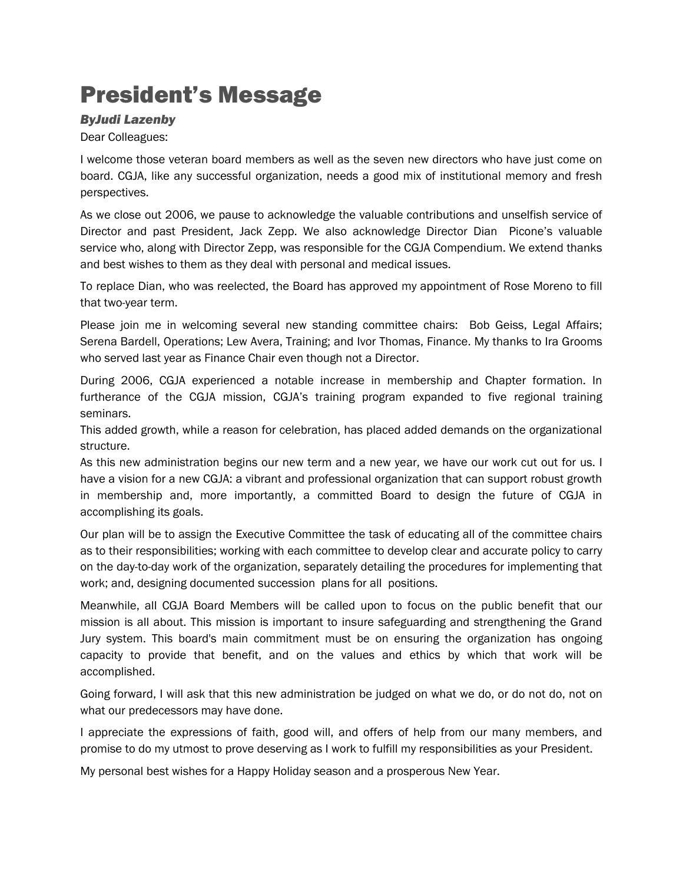# President's Message

***ByJudi Lazenby***

Dear Colleagues:

I welcome those veteran board members as well as the seven new directors who have just come on board. CGJA, like any successful organization, needs a good mix of institutional memory and fresh perspectives.

As we close out 2006, we pause to acknowledge the valuable contributions and unselfish service of Director and past President, Jack Zepp. We also acknowledge Director Dian Picone's valuable service who, along with Director Zepp, was responsible for the CGJA Compendium. We extend thanks and best wishes to them as they deal with personal and medical issues.

To replace Dian, who was reelected, the Board has approved my appointment of Rose Moreno to fill that two-year term.

Please join me in welcoming several new standing committee chairs: Bob Geiss, Legal Affairs; Serena Bardell, Operations; Lew Avera, Training; and Ivor Thomas, Finance. My thanks to Ira Grooms who served last year as Finance Chair even though not a Director.

During 2006, CGJA experienced a notable increase in membership and Chapter formation. In furtherance of the CGJA mission, CGJA's training program expanded to five regional training seminars.

This added growth, while a reason for celebration, has placed added demands on the organizational structure.

As this new administration begins our new term and a new year, we have our work cut out for us. I have a vision for a new CGJA: a vibrant and professional organization that can support robust growth in membership and, more importantly, a committed Board to design the future of CGJA in accomplishing its goals.

Our plan will be to assign the Executive Committee the task of educating all of the committee chairs as to their responsibilities; working with each committee to develop clear and accurate policy to carry on the day-to-day work of the organization, separately detailing the procedures for implementing that work; and, designing documented succession plans for all positions.

Meanwhile, all CGJA Board Members will be called upon to focus on the public benefit that our mission is all about. This mission is important to insure safeguarding and strengthening the Grand Jury system. This board's main commitment must be on ensuring the organization has ongoing capacity to provide that benefit, and on the values and ethics by which that work will be accomplished.

Going forward, I will ask that this new administration be judged on what we do, or do not do, not on what our predecessors may have done.

I appreciate the expressions of faith, good will, and offers of help from our many members, and promise to do my utmost to prove deserving as I work to fulfill my responsibilities as your President.

My personal best wishes for a Happy Holiday season and a prosperous New Year.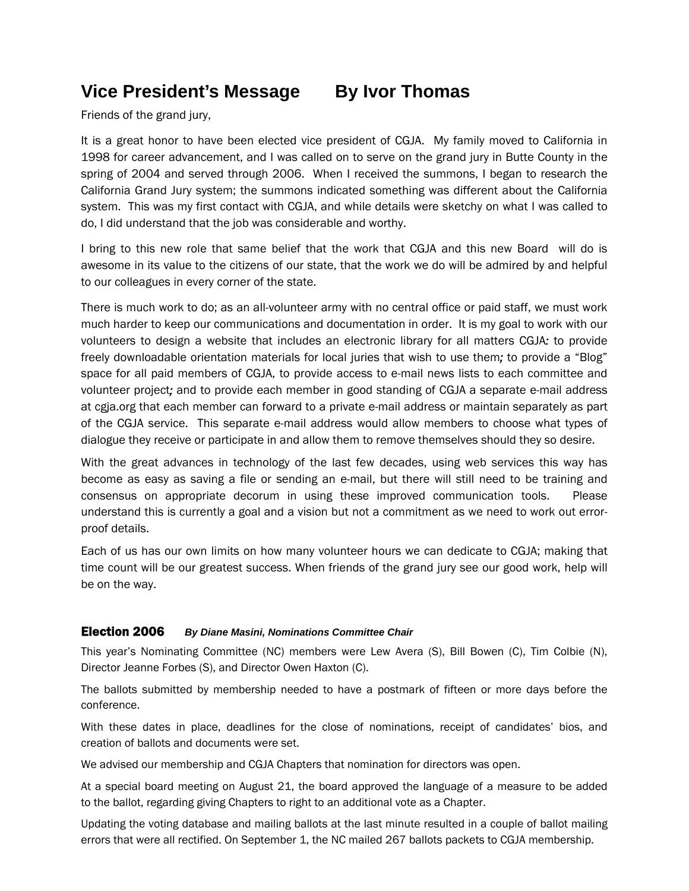# Vice President's Message     By Ivor Thomas

Friends of the grand jury,

It is a great honor to have been elected vice president of CGJA. My family moved to California in 1998 for career advancement, and I was called on to serve on the grand jury in Butte County in the spring of 2004 and served through 2006. When I received the summons, I began to research the California Grand Jury system; the summons indicated something was different about the California system. This was my first contact with CGJA, and while details were sketchy on what I was called to do, I did understand that the job was considerable and worthy.

I bring to this new role that same belief that the work that CGJA and this new Board will do is awesome in its value to the citizens of our state, that the work we do will be admired by and helpful to our colleagues in every corner of the state.

There is much work to do; as an all-volunteer army with no central office or paid staff, we must work much harder to keep our communications and documentation in order. It is my goal to work with our volunteers to design a website that includes an electronic library for all matters CGJA*:* to provide freely downloadable orientation materials for local juries that wish to use them*;* to provide a "Blog" space for all paid members of CGJA, to provide access to e-mail news lists to each committee and volunteer project*;* and to provide each member in good standing of CGJA a separate e-mail address at cgja.org that each member can forward to a private e-mail address or maintain separately as part of the CGJA service. This separate e-mail address would allow members to choose what types of dialogue they receive or participate in and allow them to remove themselves should they so desire.

With the great advances in technology of the last few decades, using web services this way has become as easy as saving a file or sending an e-mail, but there will still need to be training and consensus on appropriate decorum in using these improved communication tools. Please understand this is currently a goal and a vision but not a commitment as we need to work out error-proof details.

Each of us has our own limits on how many volunteer hours we can dedicate to CGJA; making that time count will be our greatest success. When friends of the grand jury see our good work, help will be on the way.

## Election 2006     *By Diane Masini, Nominations Committee Chair*

This year's Nominating Committee (NC) members were Lew Avera (S), Bill Bowen (C), Tim Colbie (N), Director Jeanne Forbes (S), and Director Owen Haxton (C).

The ballots submitted by membership needed to have a postmark of fifteen or more days before the conference.

With these dates in place, deadlines for the close of nominations, receipt of candidates' bios, and creation of ballots and documents were set.

We advised our membership and CGJA Chapters that nomination for directors was open.

At a special board meeting on August 21, the board approved the language of a measure to be added to the ballot, regarding giving Chapters to right to an additional vote as a Chapter.

Updating the voting database and mailing ballots at the last minute resulted in a couple of ballot mailing errors that were all rectified. On September 1, the NC mailed 267 ballots packets to CGJA membership.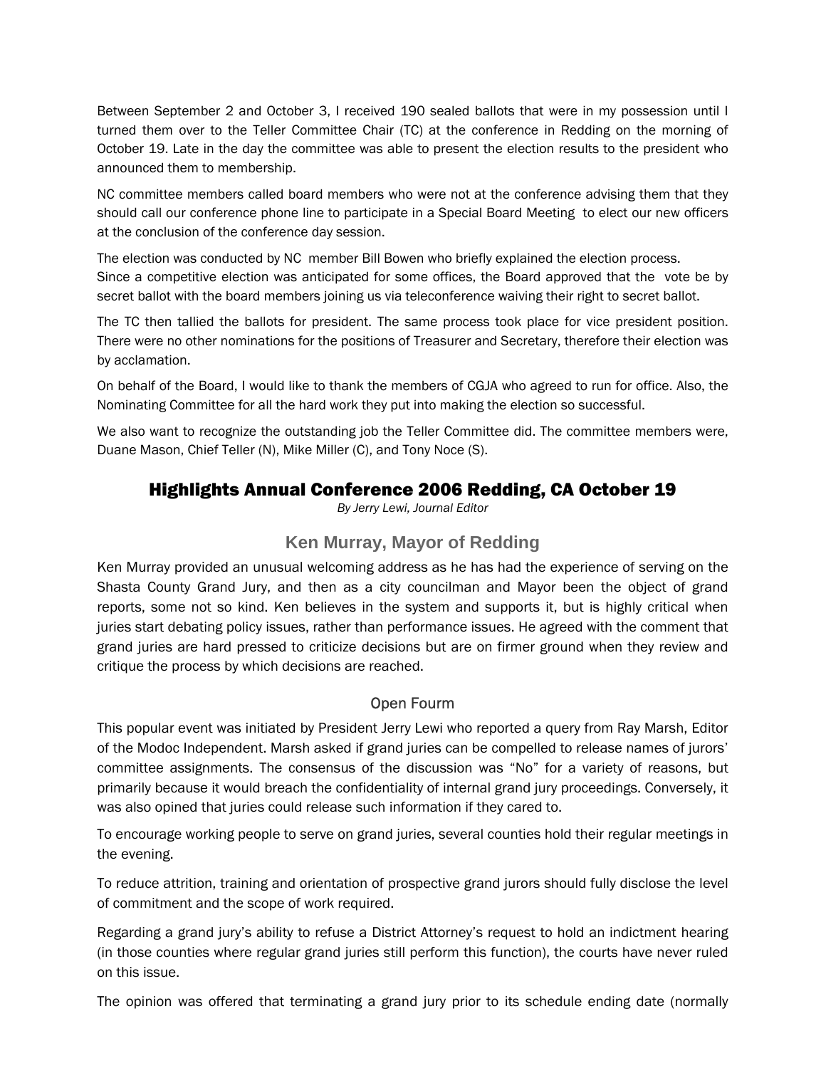Between September 2 and October 3, I received 190 sealed ballots that were in my possession until I turned them over to the Teller Committee Chair (TC) at the conference in Redding on the morning of October 19. Late in the day the committee was able to present the election results to the president who announced them to membership.

NC committee members called board members who were not at the conference advising them that they should call our conference phone line to participate in a Special Board Meeting to elect our new officers at the conclusion of the conference day session.

The election was conducted by NC member Bill Bowen who briefly explained the election process. Since a competitive election was anticipated for some offices, the Board approved that the vote be by secret ballot with the board members joining us via teleconference waiving their right to secret ballot.

The TC then tallied the ballots for president. The same process took place for vice president position. There were no other nominations for the positions of Treasurer and Secretary, therefore their election was by acclamation.

On behalf of the Board, I would like to thank the members of CGJA who agreed to run for office. Also, the Nominating Committee for all the hard work they put into making the election so successful.

We also want to recognize the outstanding job the Teller Committee did. The committee members were, Duane Mason, Chief Teller (N), Mike Miller (C), and Tony Noce (S).

## Highlights Annual Conference 2006 Redding, CA October 19

*By Jerry Lewi, Journal Editor*

### Ken Murray, Mayor of Redding

Ken Murray provided an unusual welcoming address as he has had the experience of serving on the Shasta County Grand Jury, and then as a city councilman and Mayor been the object of grand reports, some not so kind. Ken believes in the system and supports it, but is highly critical when juries start debating policy issues, rather than performance issues. He agreed with the comment that grand juries are hard pressed to criticize decisions but are on firmer ground when they review and critique the process by which decisions are reached.

#### Open Fourm

This popular event was initiated by President Jerry Lewi who reported a query from Ray Marsh, Editor of the Modoc Independent. Marsh asked if grand juries can be compelled to release names of jurors' committee assignments. The consensus of the discussion was "No" for a variety of reasons, but primarily because it would breach the confidentiality of internal grand jury proceedings. Conversely, it was also opined that juries could release such information if they cared to.

To encourage working people to serve on grand juries, several counties hold their regular meetings in the evening.

To reduce attrition, training and orientation of prospective grand jurors should fully disclose the level of commitment and the scope of work required.

Regarding a grand jury's ability to refuse a District Attorney's request to hold an indictment hearing (in those counties where regular grand juries still perform this function), the courts have never ruled on this issue.

The opinion was offered that terminating a grand jury prior to its schedule ending date (normally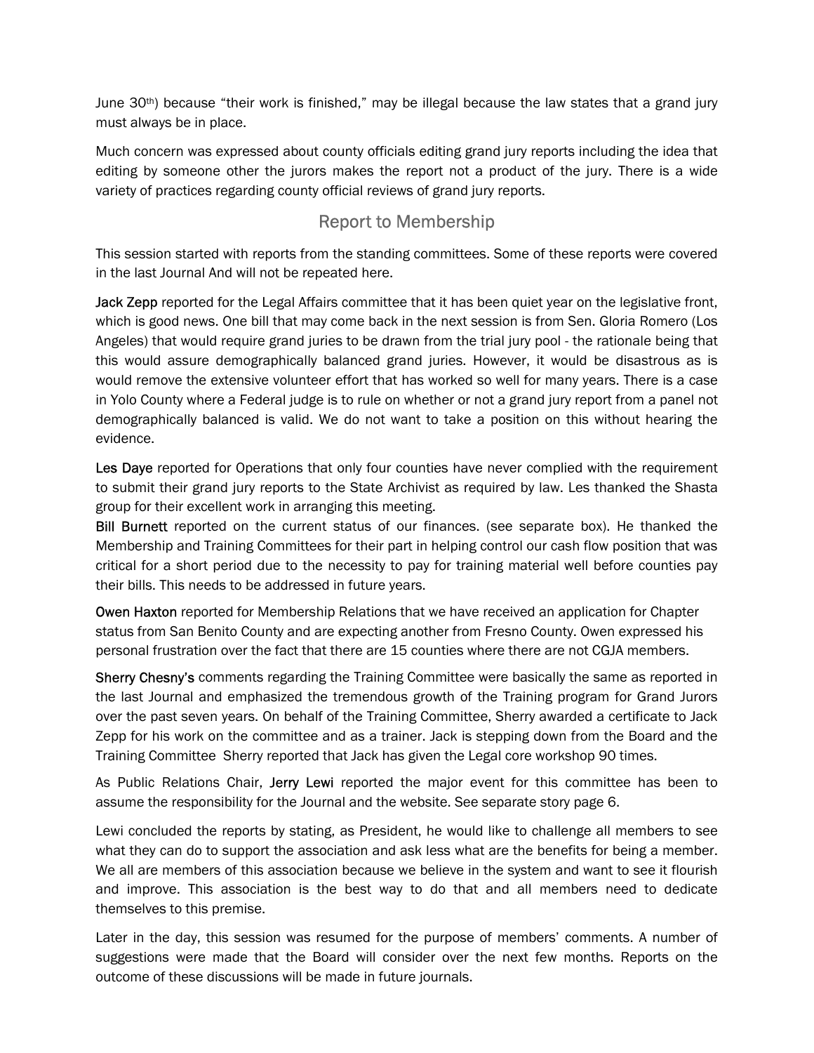June 30th) because "their work is finished," may be illegal because the law states that a grand jury must always be in place.

Much concern was expressed about county officials editing grand jury reports including the idea that editing by someone other the jurors makes the report not a product of the jury. There is a wide variety of practices regarding county official reviews of grand jury reports.

## Report to Membership

This session started with reports from the standing committees. Some of these reports were covered in the last Journal And will not be repeated here.

Jack Zepp reported for the Legal Affairs committee that it has been quiet year on the legislative front, which is good news. One bill that may come back in the next session is from Sen. Gloria Romero (Los Angeles) that would require grand juries to be drawn from the trial jury pool - the rationale being that this would assure demographically balanced grand juries. However, it would be disastrous as is would remove the extensive volunteer effort that has worked so well for many years. There is a case in Yolo County where a Federal judge is to rule on whether or not a grand jury report from a panel not demographically balanced is valid. We do not want to take a position on this without hearing the evidence.

Les Daye reported for Operations that only four counties have never complied with the requirement to submit their grand jury reports to the State Archivist as required by law. Les thanked the Shasta group for their excellent work in arranging this meeting.

Bill Burnett reported on the current status of our finances. (see separate box). He thanked the Membership and Training Committees for their part in helping control our cash flow position that was critical for a short period due to the necessity to pay for training material well before counties pay their bills. This needs to be addressed in future years.

Owen Haxton reported for Membership Relations that we have received an application for Chapter status from San Benito County and are expecting another from Fresno County. Owen expressed his personal frustration over the fact that there are 15 counties where there are not CGJA members.

Sherry Chesny's comments regarding the Training Committee were basically the same as reported in the last Journal and emphasized the tremendous growth of the Training program for Grand Jurors over the past seven years. On behalf of the Training Committee, Sherry awarded a certificate to Jack Zepp for his work on the committee and as a trainer. Jack is stepping down from the Board and the Training Committee Sherry reported that Jack has given the Legal core workshop 90 times.

As Public Relations Chair, Jerry Lewi reported the major event for this committee has been to assume the responsibility for the Journal and the website. See separate story page 6.

Lewi concluded the reports by stating, as President, he would like to challenge all members to see what they can do to support the association and ask less what are the benefits for being a member. We all are members of this association because we believe in the system and want to see it flourish and improve. This association is the best way to do that and all members need to dedicate themselves to this premise.

Later in the day, this session was resumed for the purpose of members' comments. A number of suggestions were made that the Board will consider over the next few months. Reports on the outcome of these discussions will be made in future journals.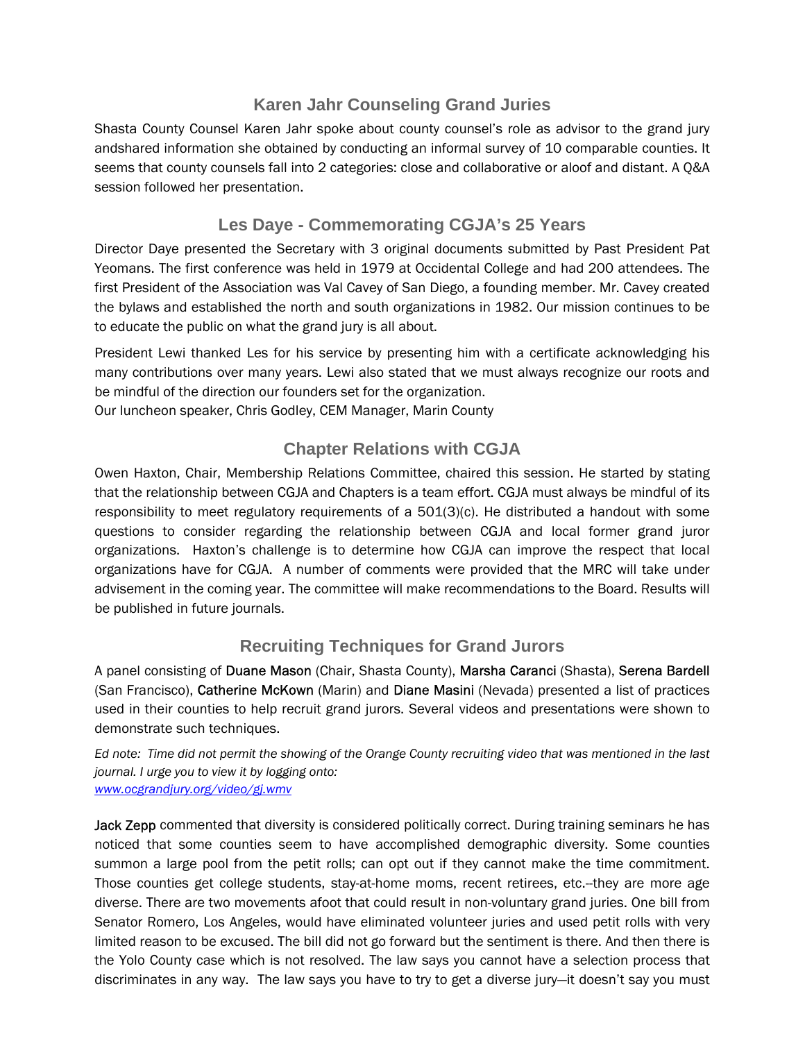## Karen Jahr Counseling Grand Juries

Shasta County Counsel Karen Jahr spoke about county counsel's role as advisor to the grand jury andshared information she obtained by conducting an informal survey of 10 comparable counties. It seems that county counsels fall into 2 categories: close and collaborative or aloof and distant. A Q&A session followed her presentation.

## Les Daye - Commemorating CGJA's 25 Years

Director Daye presented the Secretary with 3 original documents submitted by Past President Pat Yeomans. The first conference was held in 1979 at Occidental College and had 200 attendees. The first President of the Association was Val Cavey of San Diego, a founding member. Mr. Cavey created the bylaws and established the north and south organizations in 1982. Our mission continues to be to educate the public on what the grand jury is all about.

President Lewi thanked Les for his service by presenting him with a certificate acknowledging his many contributions over many years. Lewi also stated that we must always recognize our roots and be mindful of the direction our founders set for the organization.
Our luncheon speaker, Chris Godley, CEM Manager, Marin County

## Chapter Relations with CGJA

Owen Haxton, Chair, Membership Relations Committee, chaired this session. He started by stating that the relationship between CGJA and Chapters is a team effort. CGJA must always be mindful of its responsibility to meet regulatory requirements of a 501(3)(c). He distributed a handout with some questions to consider regarding the relationship between CGJA and local former grand juror organizations. Haxton's challenge is to determine how CGJA can improve the respect that local organizations have for CGJA. A number of comments were provided that the MRC will take under advisement in the coming year. The committee will make recommendations to the Board. Results will be published in future journals.

## Recruiting Techniques for Grand Jurors

A panel consisting of Duane Mason (Chair, Shasta County), Marsha Caranci (Shasta), Serena Bardell (San Francisco), Catherine McKown (Marin) and Diane Masini (Nevada) presented a list of practices used in their counties to help recruit grand jurors. Several videos and presentations were shown to demonstrate such techniques.

*Ed note: Time did not permit the showing of the Orange County recruiting video that was mentioned in the last journal. I urge you to view it by logging onto:*
*www.ocgrandjury.org/video/gj.wmv*

Jack Zepp commented that diversity is considered politically correct. During training seminars he has noticed that some counties seem to have accomplished demographic diversity. Some counties summon a large pool from the petit rolls; can opt out if they cannot make the time commitment. Those counties get college students, stay-at-home moms, recent retirees, etc.--they are more age diverse. There are two movements afoot that could result in non-voluntary grand juries. One bill from Senator Romero, Los Angeles, would have eliminated volunteer juries and used petit rolls with very limited reason to be excused. The bill did not go forward but the sentiment is there. And then there is the Yolo County case which is not resolved. The law says you cannot have a selection process that discriminates in any way. The law says you have to try to get a diverse jury—it doesn't say you must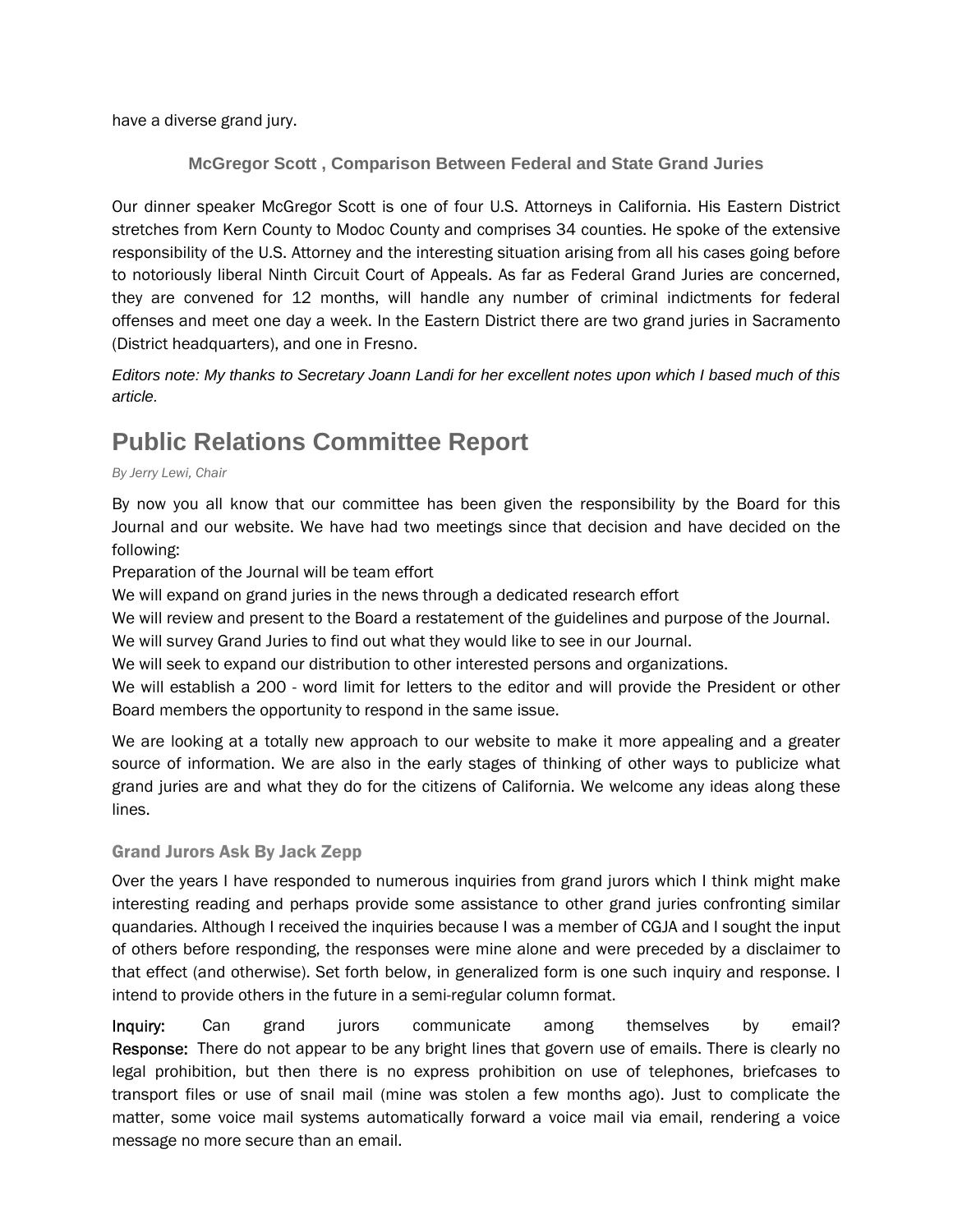have a diverse grand jury.

### McGregor Scott , Comparison Between Federal and State Grand Juries

Our dinner speaker McGregor Scott is one of four U.S. Attorneys in California. His Eastern District stretches from Kern County to Modoc County and comprises 34 counties. He spoke of the extensive responsibility of the U.S. Attorney and the interesting situation arising from all his cases going before to notoriously liberal Ninth Circuit Court of Appeals. As far as Federal Grand Juries are concerned, they are convened for 12 months, will handle any number of criminal indictments for federal offenses and meet one day a week. In the Eastern District there are two grand juries in Sacramento (District headquarters), and one in Fresno.

*Editors note: My thanks to Secretary Joann Landi for her excellent notes upon which I based much of this article.*

## Public Relations Committee Report

*By Jerry Lewi, Chair*

By now you all know that our committee has been given the responsibility by the Board for this Journal and our website. We have had two meetings since that decision and have decided on the following:

Preparation of the Journal will be team effort

We will expand on grand juries in the news through a dedicated research effort

We will review and present to the Board a restatement of the guidelines and purpose of the Journal.

We will survey Grand Juries to find out what they would like to see in our Journal.

We will seek to expand our distribution to other interested persons and organizations.

We will establish a 200 - word limit for letters to the editor and will provide the President or other Board members the opportunity to respond in the same issue.

We are looking at a totally new approach to our website to make it more appealing and a greater source of information. We are also in the early stages of thinking of other ways to publicize what grand juries are and what they do for the citizens of California. We welcome any ideas along these lines.

### Grand Jurors Ask By Jack Zepp

Over the years I have responded to numerous inquiries from grand jurors which I think might make interesting reading and perhaps provide some assistance to other grand juries confronting similar quandaries. Although I received the inquiries because I was a member of CGJA and I sought the input of others before responding, the responses were mine alone and were preceded by a disclaimer to that effect (and otherwise). Set forth below, in generalized form is one such inquiry and response. I intend to provide others in the future in a semi-regular column format.

Inquiry: Can grand jurors communicate among themselves by email?
Response: There do not appear to be any bright lines that govern use of emails. There is clearly no legal prohibition, but then there is no express prohibition on use of telephones, briefcases to transport files or use of snail mail (mine was stolen a few months ago). Just to complicate the matter, some voice mail systems automatically forward a voice mail via email, rendering a voice message no more secure than an email.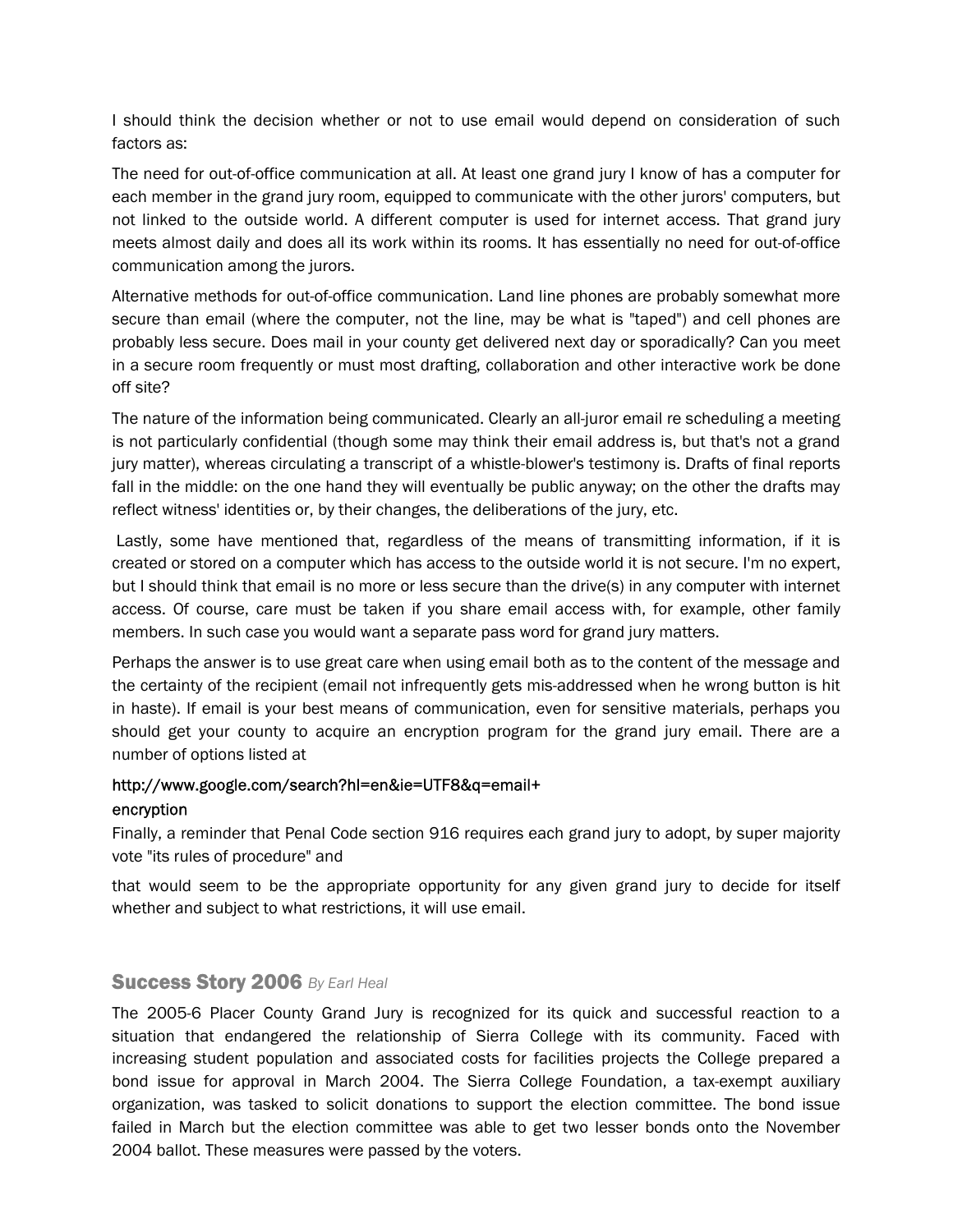I should think the decision whether or not to use email would depend on consideration of such factors as:

The need for out-of-office communication at all. At least one grand jury I know of has a computer for each member in the grand jury room, equipped to communicate with the other jurors' computers, but not linked to the outside world. A different computer is used for internet access. That grand jury meets almost daily and does all its work within its rooms. It has essentially no need for out-of-office communication among the jurors.

Alternative methods for out-of-office communication. Land line phones are probably somewhat more secure than email (where the computer, not the line, may be what is "taped") and cell phones are probably less secure. Does mail in your county get delivered next day or sporadically? Can you meet in a secure room frequently or must most drafting, collaboration and other interactive work be done off site?

The nature of the information being communicated. Clearly an all-juror email re scheduling a meeting is not particularly confidential (though some may think their email address is, but that's not a grand jury matter), whereas circulating a transcript of a whistle-blower's testimony is. Drafts of final reports fall in the middle: on the one hand they will eventually be public anyway; on the other the drafts may reflect witness' identities or, by their changes, the deliberations of the jury, etc.

Lastly, some have mentioned that, regardless of the means of transmitting information, if it is created or stored on a computer which has access to the outside world it is not secure. I'm no expert, but I should think that email is no more or less secure than the drive(s) in any computer with internet access. Of course, care must be taken if you share email access with, for example, other family members. In such case you would want a separate pass word for grand jury matters.

Perhaps the answer is to use great care when using email both as to the content of the message and the certainty of the recipient (email not infrequently gets mis-addressed when he wrong button is hit in haste). If email is your best means of communication, even for sensitive materials, perhaps you should get your county to acquire an encryption program for the grand jury email. There are a number of options listed at

http://www.google.com/search?hl=en&ie=UTF8&q=email+encryption

Finally, a reminder that Penal Code section 916 requires each grand jury to adopt, by super majority vote "its rules of procedure" and

that would seem to be the appropriate opportunity for any given grand jury to decide for itself whether and subject to what restrictions, it will use email.

## Success Story 2006 *By Earl Heal*

The 2005-6 Placer County Grand Jury is recognized for its quick and successful reaction to a situation that endangered the relationship of Sierra College with its community. Faced with increasing student population and associated costs for facilities projects the College prepared a bond issue for approval in March 2004. The Sierra College Foundation, a tax-exempt auxiliary organization, was tasked to solicit donations to support the election committee. The bond issue failed in March but the election committee was able to get two lesser bonds onto the November 2004 ballot. These measures were passed by the voters.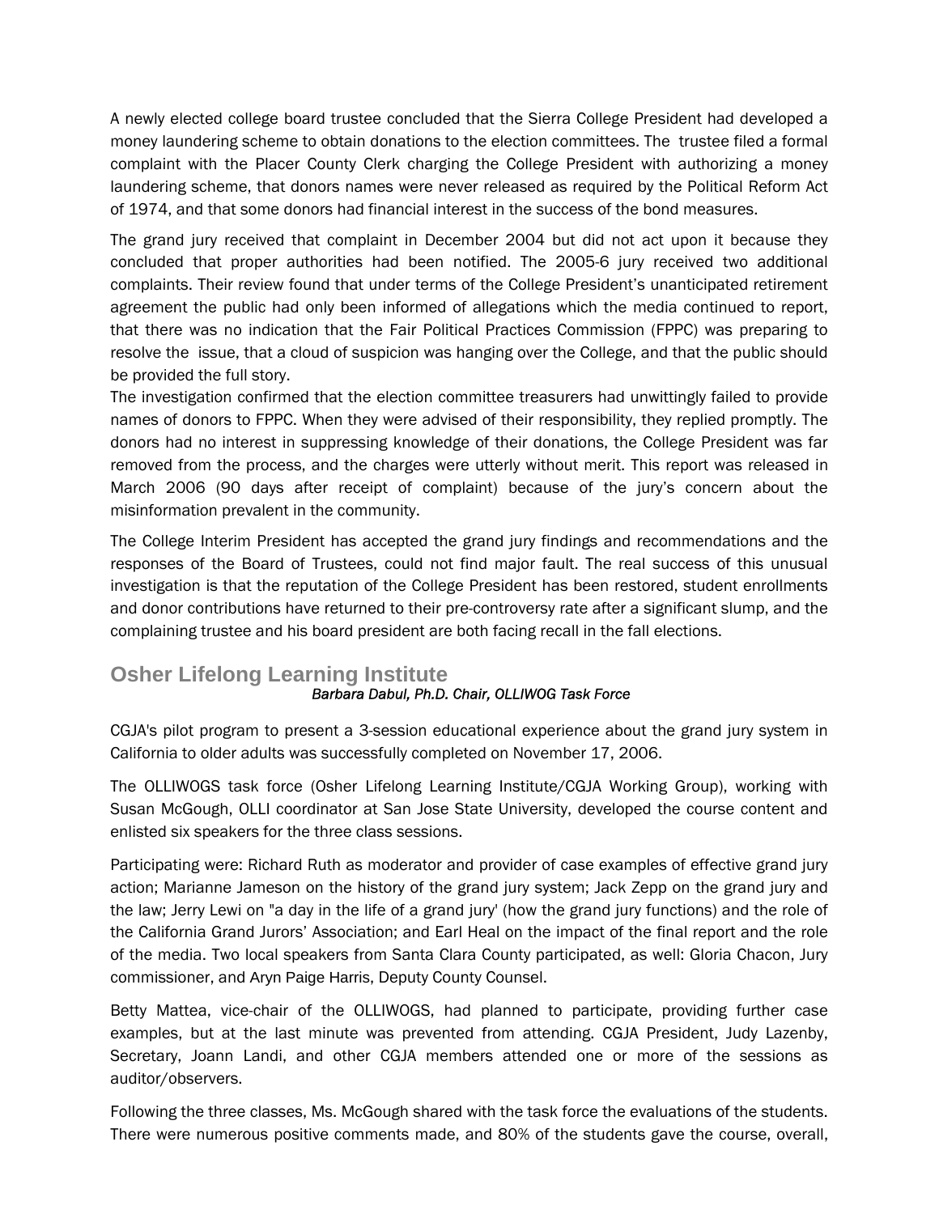A newly elected college board trustee concluded that the Sierra College President had developed a money laundering scheme to obtain donations to the election committees. The trustee filed a formal complaint with the Placer County Clerk charging the College President with authorizing a money laundering scheme, that donors names were never released as required by the Political Reform Act of 1974, and that some donors had financial interest in the success of the bond measures.

The grand jury received that complaint in December 2004 but did not act upon it because they concluded that proper authorities had been notified. The 2005-6 jury received two additional complaints. Their review found that under terms of the College President's unanticipated retirement agreement the public had only been informed of allegations which the media continued to report, that there was no indication that the Fair Political Practices Commission (FPPC) was preparing to resolve the issue, that a cloud of suspicion was hanging over the College, and that the public should be provided the full story.

The investigation confirmed that the election committee treasurers had unwittingly failed to provide names of donors to FPPC. When they were advised of their responsibility, they replied promptly. The donors had no interest in suppressing knowledge of their donations, the College President was far removed from the process, and the charges were utterly without merit. This report was released in March 2006 (90 days after receipt of complaint) because of the jury's concern about the misinformation prevalent in the community.

The College Interim President has accepted the grand jury findings and recommendations and the responses of the Board of Trustees, could not find major fault. The real success of this unusual investigation is that the reputation of the College President has been restored, student enrollments and donor contributions have returned to their pre-controversy rate after a significant slump, and the complaining trustee and his board president are both facing recall in the fall elections.

## Osher Lifelong Learning Institute

*Barbara Dabul, Ph.D. Chair, OLLIWOG Task Force*

CGJA's pilot program to present a 3-session educational experience about the grand jury system in California to older adults was successfully completed on November 17, 2006.

The OLLIWOGS task force (Osher Lifelong Learning Institute/CGJA Working Group), working with Susan McGough, OLLI coordinator at San Jose State University, developed the course content and enlisted six speakers for the three class sessions.

Participating were: Richard Ruth as moderator and provider of case examples of effective grand jury action; Marianne Jameson on the history of the grand jury system; Jack Zepp on the grand jury and the law; Jerry Lewi on "a day in the life of a grand jury' (how the grand jury functions) and the role of the California Grand Jurors' Association; and Earl Heal on the impact of the final report and the role of the media. Two local speakers from Santa Clara County participated, as well: Gloria Chacon, Jury commissioner, and Aryn Paige Harris, Deputy County Counsel.

Betty Mattea, vice-chair of the OLLIWOGS, had planned to participate, providing further case examples, but at the last minute was prevented from attending. CGJA President, Judy Lazenby, Secretary, Joann Landi, and other CGJA members attended one or more of the sessions as auditor/observers.

Following the three classes, Ms. McGough shared with the task force the evaluations of the students. There were numerous positive comments made, and 80% of the students gave the course, overall,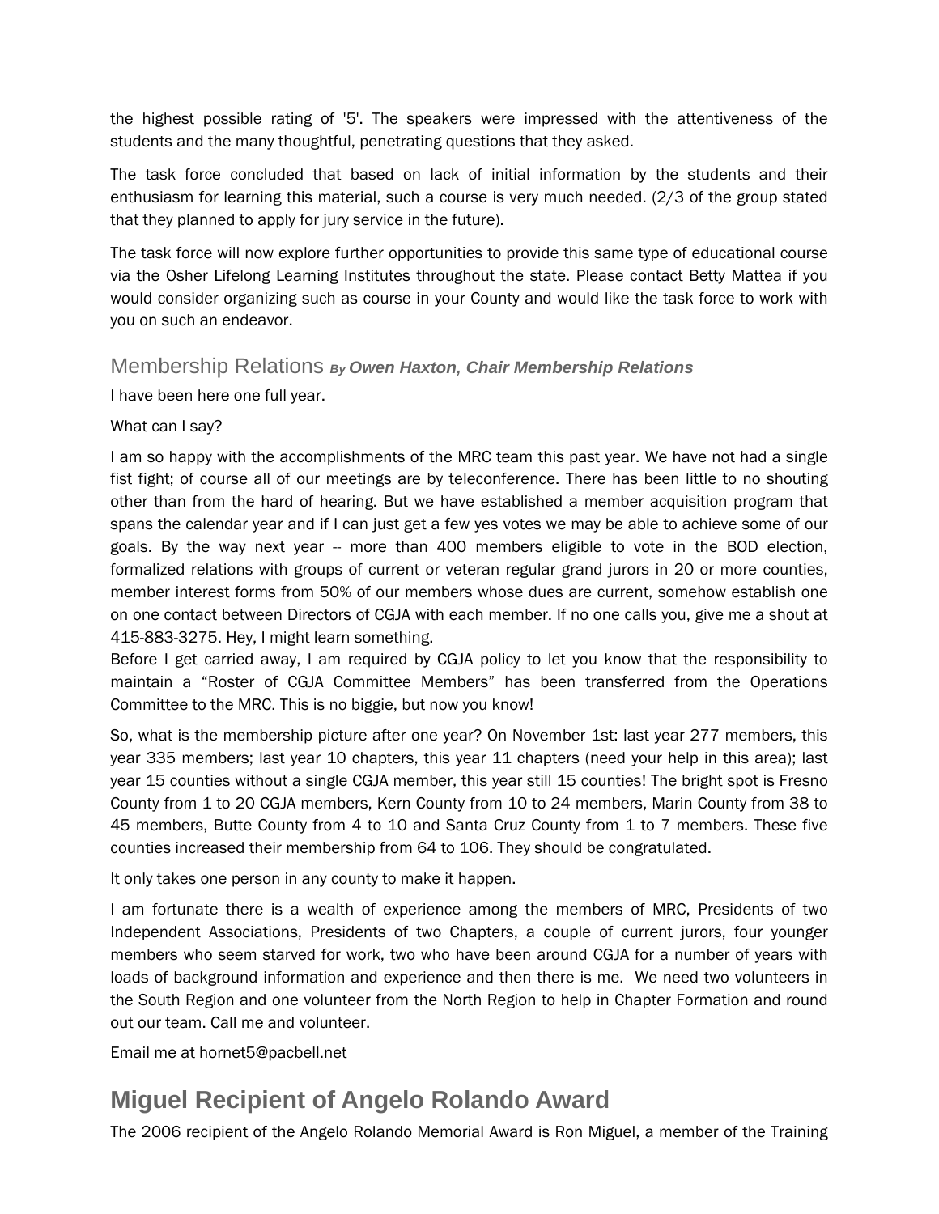the highest possible rating of '5'. The speakers were impressed with the attentiveness of the students and the many thoughtful, penetrating questions that they asked.

The task force concluded that based on lack of initial information by the students and their enthusiasm for learning this material, such a course is very much needed. (2/3 of the group stated that they planned to apply for jury service in the future).

The task force will now explore further opportunities to provide this same type of educational course via the Osher Lifelong Learning Institutes throughout the state. Please contact Betty Mattea if you would consider organizing such as course in your County and would like the task force to work with you on such an endeavor.

## Membership Relations *By **Owen Haxton, Chair Membership Relations***

I have been here one full year.

What can I say?

I am so happy with the accomplishments of the MRC team this past year. We have not had a single fist fight; of course all of our meetings are by teleconference. There has been little to no shouting other than from the hard of hearing. But we have established a member acquisition program that spans the calendar year and if I can just get a few yes votes we may be able to achieve some of our goals. By the way next year -- more than 400 members eligible to vote in the BOD election, formalized relations with groups of current or veteran regular grand jurors in 20 or more counties, member interest forms from 50% of our members whose dues are current, somehow establish one on one contact between Directors of CGJA with each member. If no one calls you, give me a shout at 415-883-3275. Hey, I might learn something.

Before I get carried away, I am required by CGJA policy to let you know that the responsibility to maintain a “Roster of CGJA Committee Members” has been transferred from the Operations Committee to the MRC. This is no biggie, but now you know!

So, what is the membership picture after one year? On November 1st: last year 277 members, this year 335 members; last year 10 chapters, this year 11 chapters (need your help in this area); last year 15 counties without a single CGJA member, this year still 15 counties! The bright spot is Fresno County from 1 to 20 CGJA members, Kern County from 10 to 24 members, Marin County from 38 to 45 members, Butte County from 4 to 10 and Santa Cruz County from 1 to 7 members. These five counties increased their membership from 64 to 106. They should be congratulated.

It only takes one person in any county to make it happen.

I am fortunate there is a wealth of experience among the members of MRC, Presidents of two Independent Associations, Presidents of two Chapters, a couple of current jurors, four younger members who seem starved for work, two who have been around CGJA for a number of years with loads of background information and experience and then there is me. We need two volunteers in the South Region and one volunteer from the North Region to help in Chapter Formation and round out our team. Call me and volunteer.

Email me at hornet5@pacbell.net

# Miguel Recipient of Angelo Rolando Award

The 2006 recipient of the Angelo Rolando Memorial Award is Ron Miguel, a member of the Training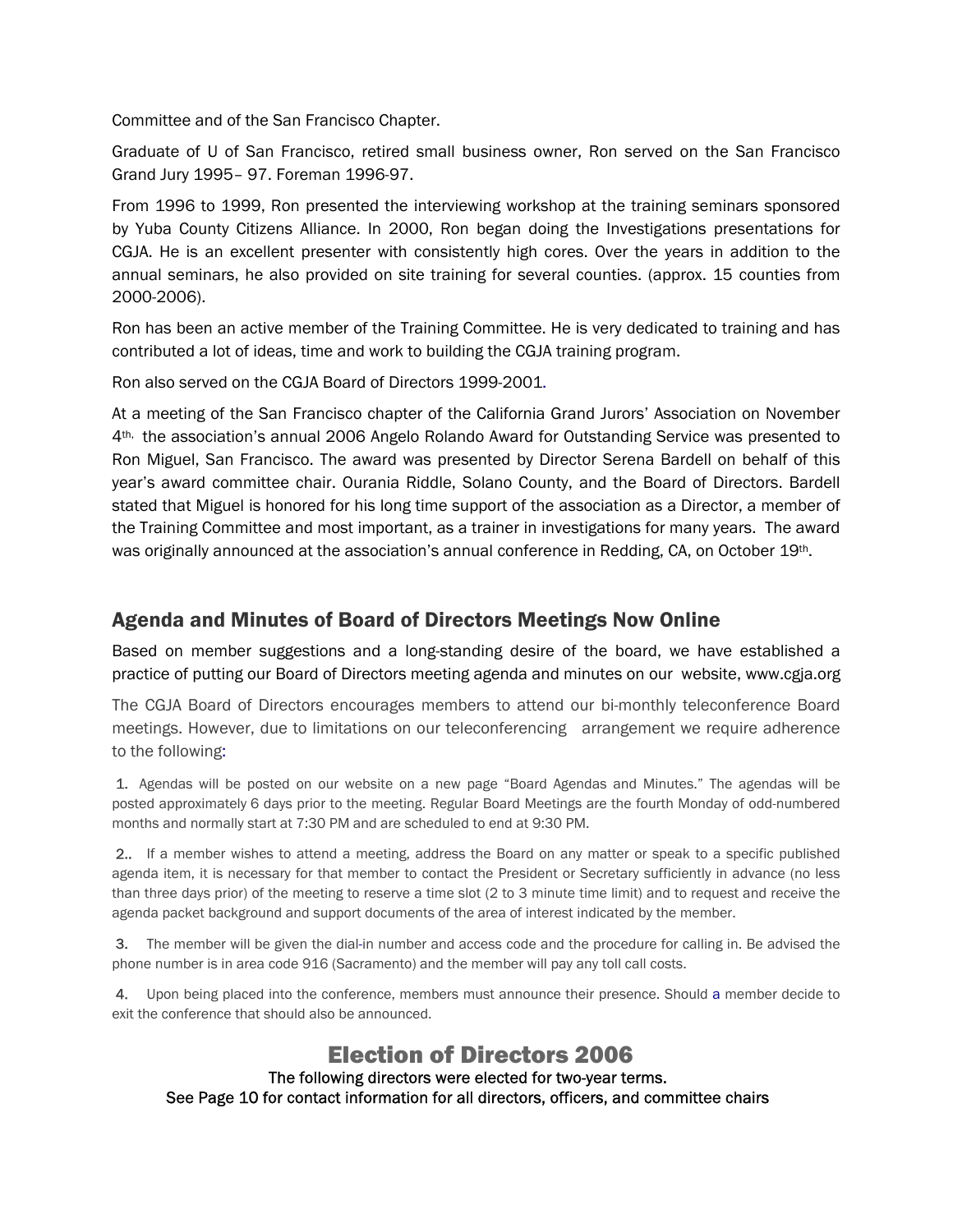Committee and of the San Francisco Chapter.

Graduate of U of San Francisco, retired small business owner, Ron served on the San Francisco Grand Jury 1995– 97. Foreman 1996-97.

From 1996 to 1999, Ron presented the interviewing workshop at the training seminars sponsored by Yuba County Citizens Alliance. In 2000, Ron began doing the Investigations presentations for CGJA. He is an excellent presenter with consistently high cores. Over the years in addition to the annual seminars, he also provided on site training for several counties. (approx. 15 counties from 2000-2006).

Ron has been an active member of the Training Committee. He is very dedicated to training and has contributed a lot of ideas, time and work to building the CGJA training program.

Ron also served on the CGJA Board of Directors 1999-2001.

At a meeting of the San Francisco chapter of the California Grand Jurors' Association on November 4th, the association's annual 2006 Angelo Rolando Award for Outstanding Service was presented to Ron Miguel, San Francisco. The award was presented by Director Serena Bardell on behalf of this year's award committee chair. Ourania Riddle, Solano County, and the Board of Directors. Bardell stated that Miguel is honored for his long time support of the association as a Director, a member of the Training Committee and most important, as a trainer in investigations for many years. The award was originally announced at the association's annual conference in Redding, CA, on October 19th.

## Agenda and Minutes of Board of Directors Meetings Now Online

Based on member suggestions and a long-standing desire of the board, we have established a practice of putting our Board of Directors meeting agenda and minutes on our website, www.cgja.org

The CGJA Board of Directors encourages members to attend our bi-monthly teleconference Board meetings. However, due to limitations on our teleconferencing arrangement we require adherence to the following:

1. Agendas will be posted on our website on a new page "Board Agendas and Minutes." The agendas will be posted approximately 6 days prior to the meeting. Regular Board Meetings are the fourth Monday of odd-numbered months and normally start at 7:30 PM and are scheduled to end at 9:30 PM.

2. If a member wishes to attend a meeting, address the Board on any matter or speak to a specific published agenda item, it is necessary for that member to contact the President or Secretary sufficiently in advance (no less than three days prior) of the meeting to reserve a time slot (2 to 3 minute time limit) and to request and receive the agenda packet background and support documents of the area of interest indicated by the member.

3. The member will be given the dial-in number and access code and the procedure for calling in. Be advised the phone number is in area code 916 (Sacramento) and the member will pay any toll call costs.

4. Upon being placed into the conference, members must announce their presence. Should a member decide to exit the conference that should also be announced.

## Election of Directors 2006

The following directors were elected for two-year terms.
See Page 10 for contact information for all directors, officers, and committee chairs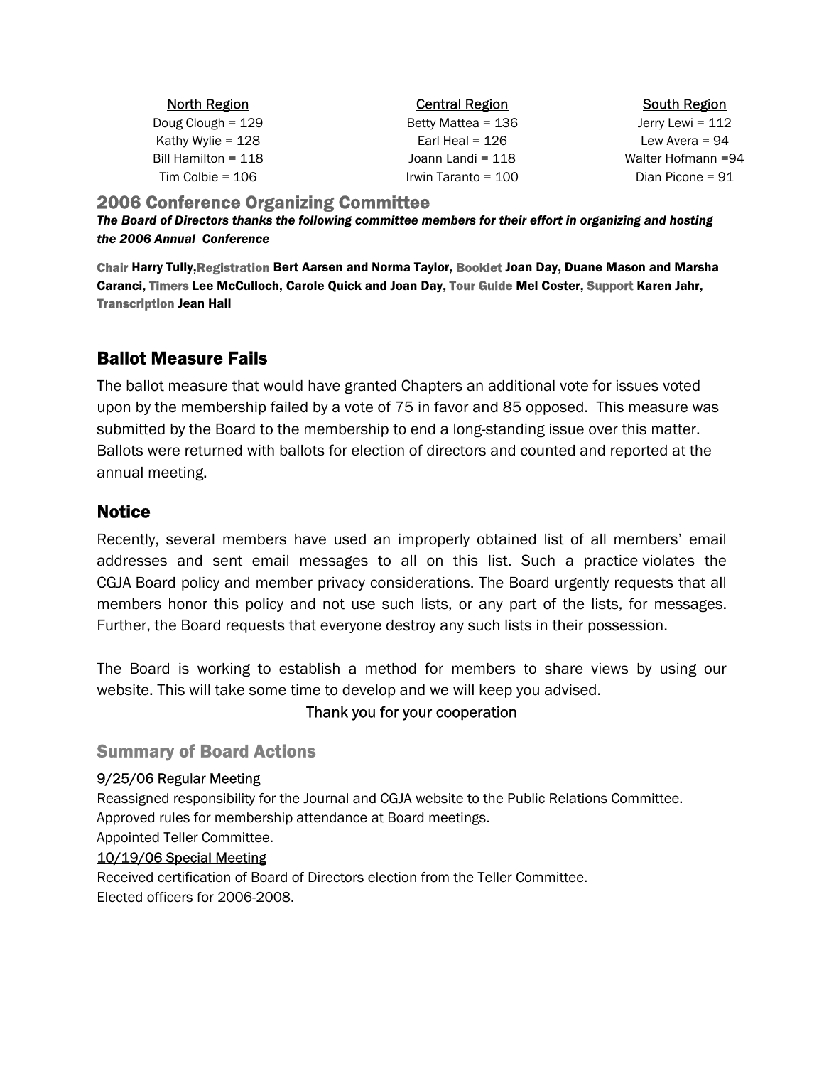| North Region | Central Region | South Region |
| --- | --- | --- |
| Doug Clough = 129 | Betty Mattea = 136 | Jerry Lewi = 112 |
| Kathy Wylie = 128 | Earl Heal = 126 | Lew Avera = 94 |
| Bill Hamilton = 118 | Joann Landi = 118 | Walter Hofmann =94 |
| Tim Colbie = 106 | Irwin Taranto = 100 | Dian Picone = 91 |

## 2006 Conference Organizing Committee

***The Board of Directors thanks the following committee members for their effort in organizing and hosting the 2006 Annual Conference***

**Chair Harry Tully, Registration Bert Aarsen and Norma Taylor, Booklet Joan Day, Duane Mason and Marsha Caranci, Timers Lee McCulloch, Carole Quick and Joan Day, Tour Guide Mel Coster, Support Karen Jahr, Transcription Jean Hall**

## Ballot Measure Fails

The ballot measure that would have granted Chapters an additional vote for issues voted upon by the membership failed by a vote of 75 in favor and 85 opposed. This measure was submitted by the Board to the membership to end a long-standing issue over this matter. Ballots were returned with ballots for election of directors and counted and reported at the annual meeting.

## Notice

Recently, several members have used an improperly obtained list of all members' email addresses and sent email messages to all on this list. Such a practice violates the CGJA Board policy and member privacy considerations. The Board urgently requests that all members honor this policy and not use such lists, or any part of the lists, for messages. Further, the Board requests that everyone destroy any such lists in their possession.

The Board is working to establish a method for members to share views by using our website. This will take some time to develop and we will keep you advised.

Thank you for your cooperation

## Summary of Board Actions

9/25/06 Regular Meeting

Reassigned responsibility for the Journal and CGJA website to the Public Relations Committee.
Approved rules for membership attendance at Board meetings.
Appointed Teller Committee.

10/19/06 Special Meeting

Received certification of Board of Directors election from the Teller Committee.
Elected officers for 2006-2008.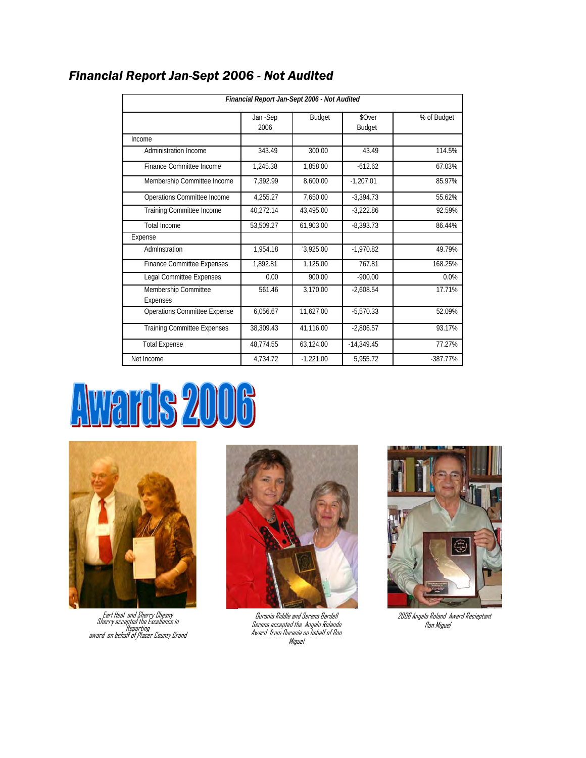## *Financial Report Jan-Sept 2006 - Not Audited*

| *Financial Report Jan-Sept 2006 - Not Audited* | | | | |
|---|---|---|---|---|
| | Jan -Sep 2006 | Budget | $Over Budget | % of Budget |
| Income | | | | |
| Administration Income | 343.49 | 300.00 | 43.49 | 114.5% |
| Finance Committee Income | 1,245.38 | 1,858.00 | -612.62 | 67.03% |
| Membership Committee Income | 7,392.99 | 8,600.00 | -1,207.01 | 85.97% |
| Operations Committee Income | 4,255.27 | 7,650.00 | -3,394.73 | 55.62% |
| Training Committee Income | 40,272.14 | 43,495.00 | -3,222.86 | 92.59% |
| Total Income | 53,509.27 | 61,903.00 | -8,393.73 | 86.44% |
| Expense | | | | |
| Admlnstration | 1,954.18 | '3,925.00 | -1,970.82 | 49.79% |
| Finance Committee Expenses | 1,892.81 | 1,125.00 | 767.81 | 168.25% |
| Legal Committee Expenses | 0.00 | 900.00 | -900.00 | 0.0% |
| Membership Committee Expenses | 561.46 | 3,170.00 | -2,608.54 | 17.71% |
| Operations Committee Expense | 6,056.67 | 11,627.00 | -5,570.33 | 52.09% |
| Training Committee Expenses | 38,309.43 | 41,116.00 | -2,806.57 | 93.17% |
| Total Expense | 48,774.55 | 63,124.00 | -14,349.45 | 77.27% |
| Net Income | 4,734.72 | -1,221.00 | 5,955.72 | -387.77% |

# Awards 2006

*Earl Heal and Sherry Chesny*
*Sherry accepted the Excellence in Reporting award on behalf of Placer County Grand*

*Ourania Riddle and Serena Bardell*
*Serena accepted the Angelo Rolando Award from Ourania on behalf of Ron Miguel*

*2006 Angelo Roland Award Recieptant Ron Miguel*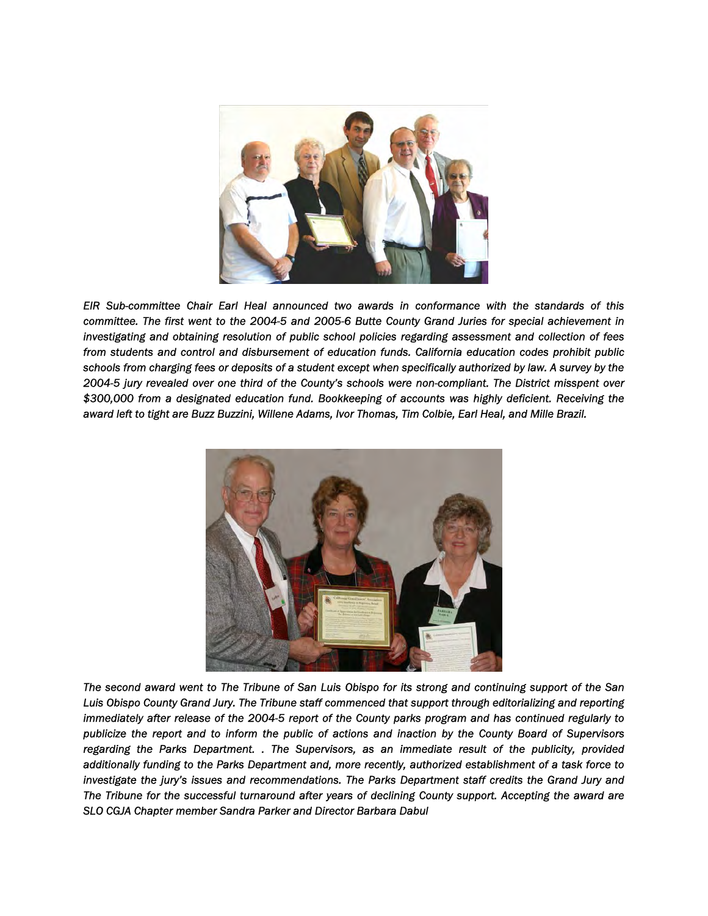*EIR Sub-committee Chair Earl Heal announced two awards in conformance with the standards of this committee. The first went to the 2004-5 and 2005-6 Butte County Grand Juries for special achievement in investigating and obtaining resolution of public school policies regarding assessment and collection of fees from students and control and disbursement of education funds. California education codes prohibit public schools from charging fees or deposits of a student except when specifically authorized by law. A survey by the 2004-5 jury revealed over one third of the County's schools were non-compliant. The District misspent over $300,000 from a designated education fund. Bookkeeping of accounts was highly deficient. Receiving the award left to tight are Buzz Buzzini, Willene Adams, Ivor Thomas, Tim Colbie, Earl Heal, and Mille Brazil.*

*The second award went to The Tribune of San Luis Obispo for its strong and continuing support of the San Luis Obispo County Grand Jury. The Tribune staff commenced that support through editorializing and reporting immediately after release of the 2004-5 report of the County parks program and has continued regularly to publicize the report and to inform the public of actions and inaction by the County Board of Supervisors regarding the Parks Department. . The Supervisors, as an immediate result of the publicity, provided additionally funding to the Parks Department and, more recently, authorized establishment of a task force to investigate the jury's issues and recommendations. The Parks Department staff credits the Grand Jury and The Tribune for the successful turnaround after years of declining County support. Accepting the award are SLO CGJA Chapter member Sandra Parker and Director Barbara Dabul*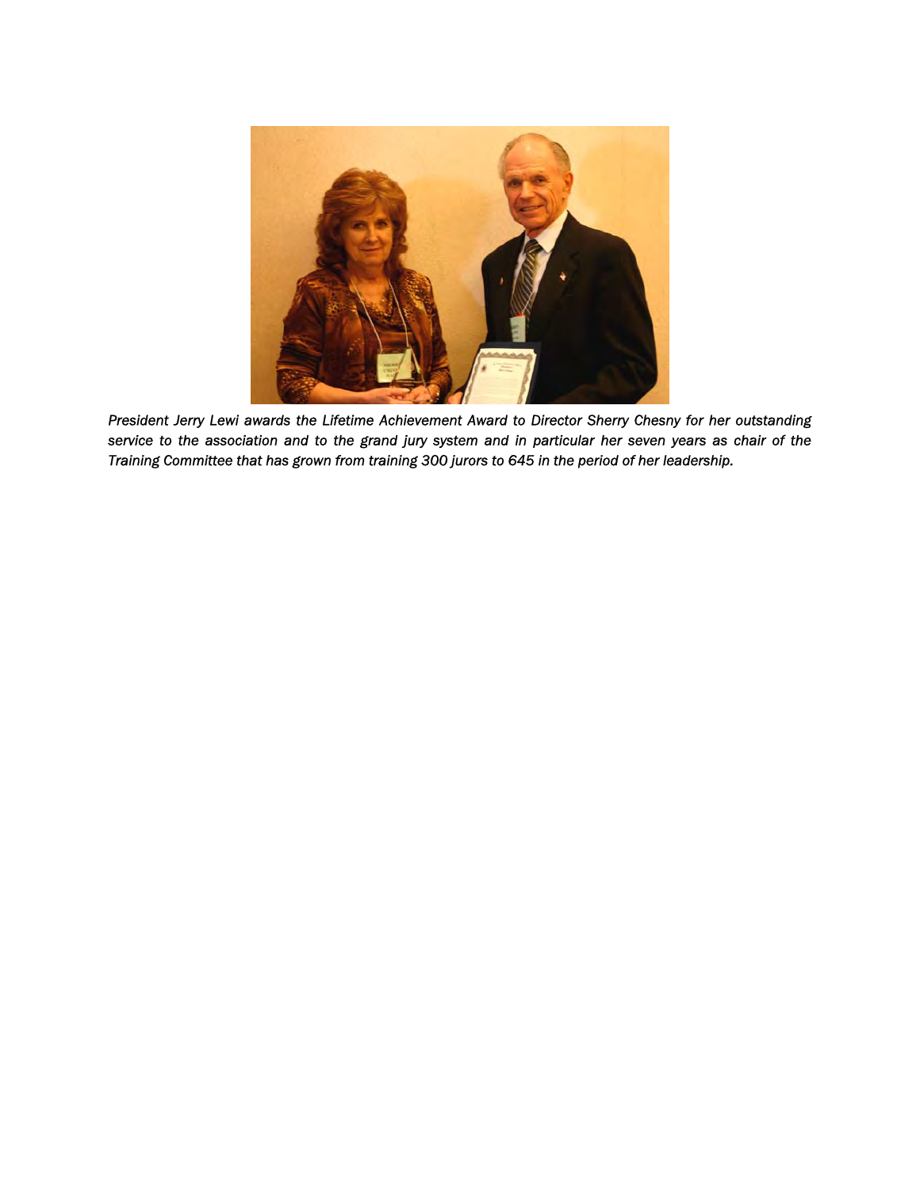*President Jerry Lewi awards the Lifetime Achievement Award to Director Sherry Chesny for her outstanding service to the association and to the grand jury system and in particular her seven years as chair of the Training Committee that has grown from training 300 jurors to 645 in the period of her leadership.*